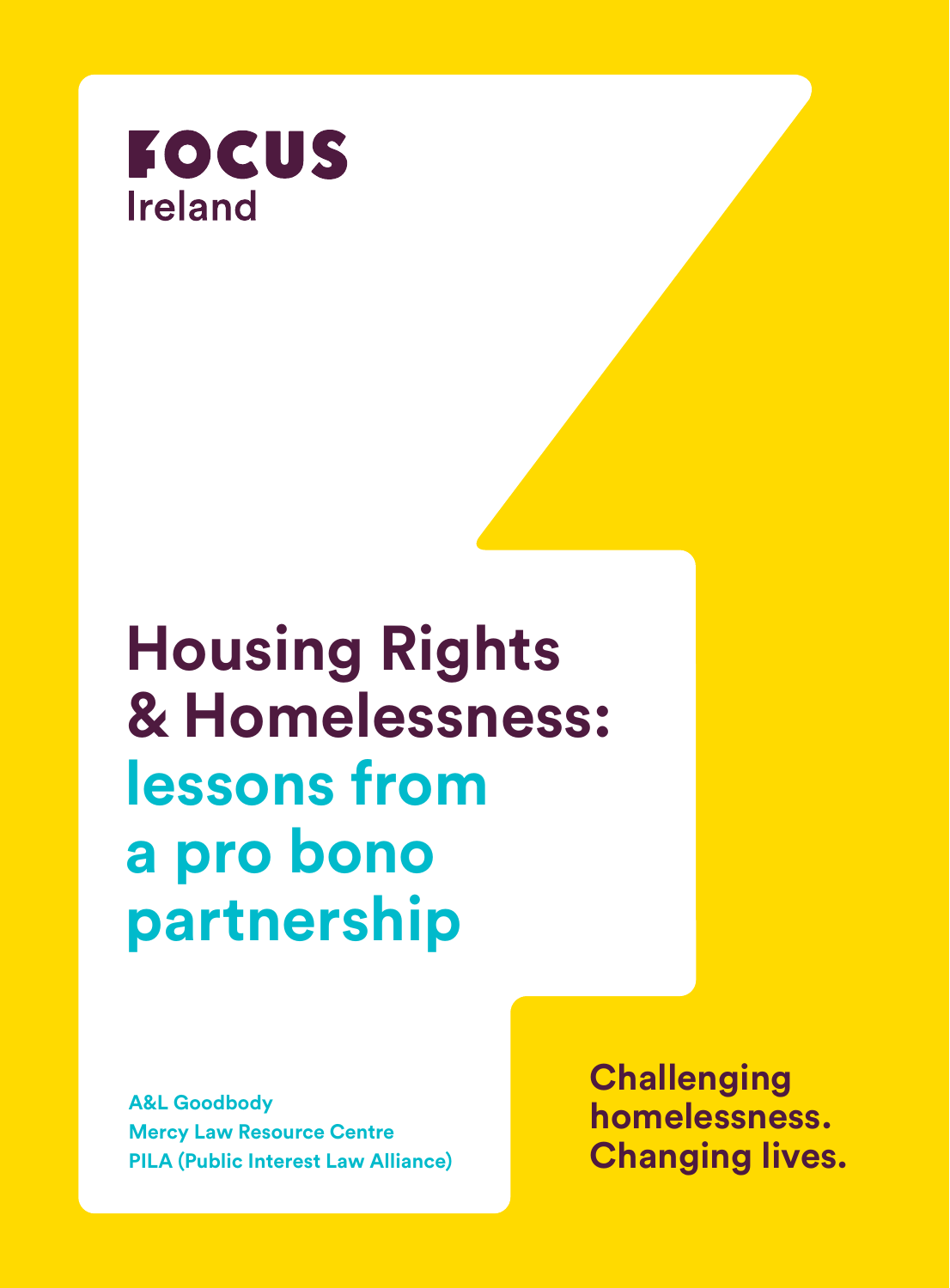FOCUS Ireland

# Housing Rights & Homelessness: lessons from a pro bono partnership

A&L Goodbody
Mercy Law Resource Centre
PILA (Public Interest Law Alliance)

**Challenging homelessness. Changing lives.**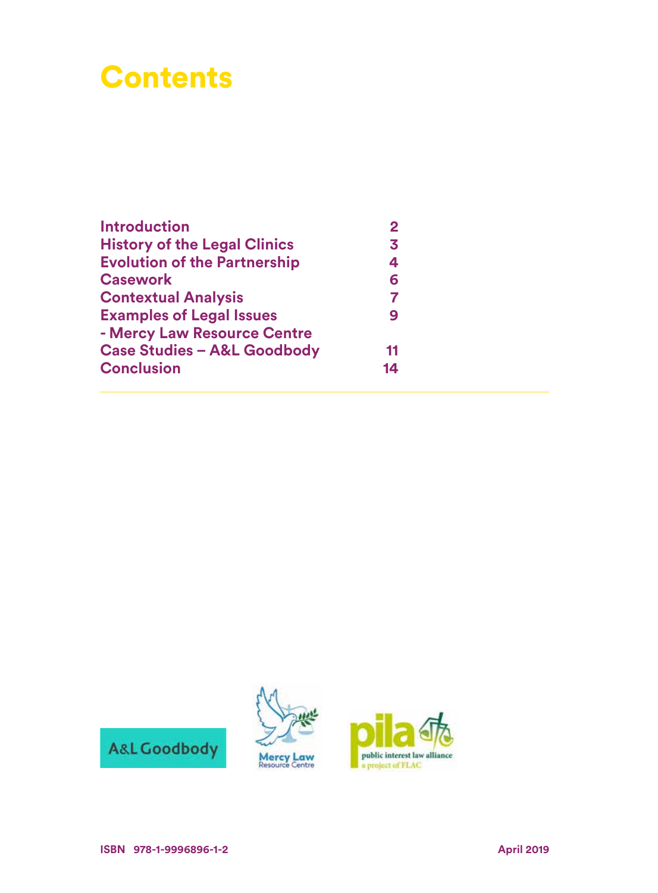# Contents

| | |
|---|---|
| **Introduction** | **2** |
| **History of the Legal Clinics** | **3** |
| **Evolution of the Partnership** | **4** |
| **Casework** | **6** |
| **Contextual Analysis** | **7** |
| **Examples of Legal Issues - Mercy Law Resource Centre** | **9** |
| **Case Studies – A&L Goodbody** | **11** |
| **Conclusion** | **14** |

A&L Goodbody

Mercy Law Resource Centre

pila public interest law alliance a project of FLAC

**ISBN 978-1-9996896-1-2**

**April 2019**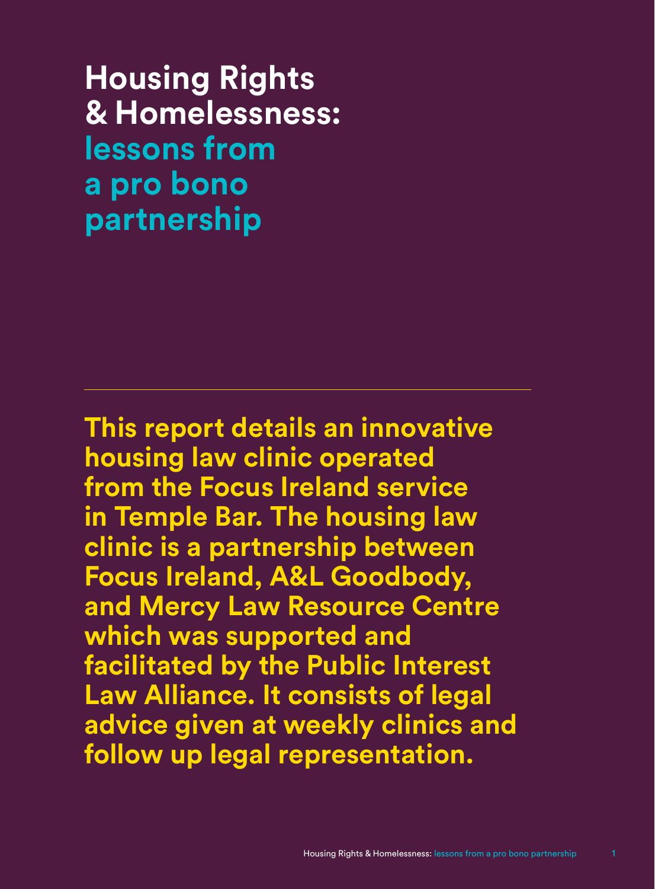# Housing Rights & Homelessness: lessons from a pro bono partnership

**This report details an innovative housing law clinic operated from the Focus Ireland service in Temple Bar. The housing law clinic is a partnership between Focus Ireland, A&L Goodbody, and Mercy Law Resource Centre which was supported and facilitated by the Public Interest Law Alliance. It consists of legal advice given at weekly clinics and follow up legal representation.**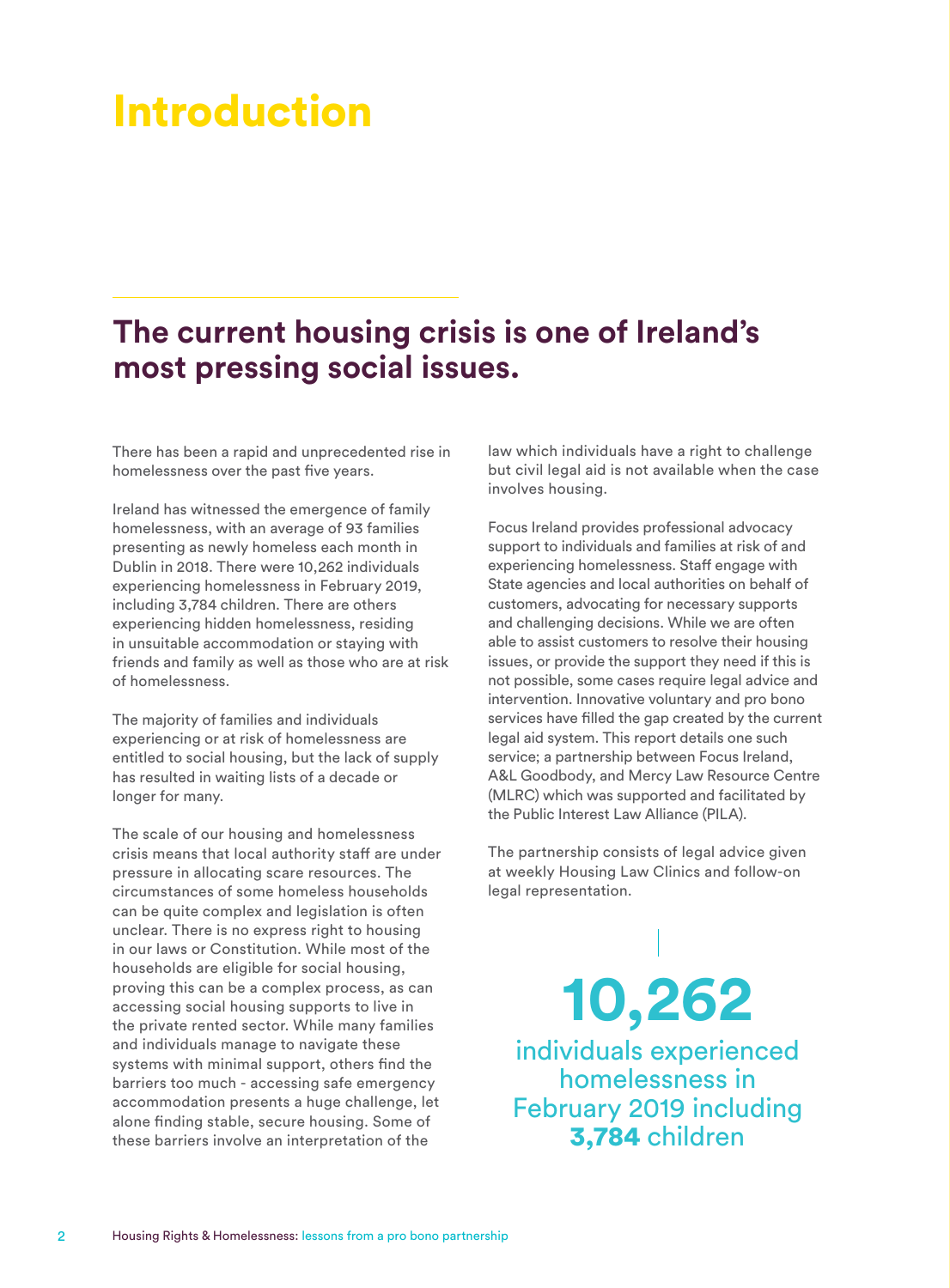# Introduction

## The current housing crisis is one of Ireland's most pressing social issues.

There has been a rapid and unprecedented rise in homelessness over the past five years.

Ireland has witnessed the emergence of family homelessness, with an average of 93 families presenting as newly homeless each month in Dublin in 2018. There were 10,262 individuals experiencing homelessness in February 2019, including 3,784 children. There are others experiencing hidden homelessness, residing in unsuitable accommodation or staying with friends and family as well as those who are at risk of homelessness.

The majority of families and individuals experiencing or at risk of homelessness are entitled to social housing, but the lack of supply has resulted in waiting lists of a decade or longer for many.

The scale of our housing and homelessness crisis means that local authority staff are under pressure in allocating scare resources. The circumstances of some homeless households can be quite complex and legislation is often unclear. There is no express right to housing in our laws or Constitution. While most of the households are eligible for social housing, proving this can be a complex process, as can accessing social housing supports to live in the private rented sector. While many families and individuals manage to navigate these systems with minimal support, others find the barriers too much - accessing safe emergency accommodation presents a huge challenge, let alone finding stable, secure housing. Some of these barriers involve an interpretation of the law which individuals have a right to challenge but civil legal aid is not available when the case involves housing.

Focus Ireland provides professional advocacy support to individuals and families at risk of and experiencing homelessness. Staff engage with State agencies and local authorities on behalf of customers, advocating for necessary supports and challenging decisions. While we are often able to assist customers to resolve their housing issues, or provide the support they need if this is not possible, some cases require legal advice and intervention. Innovative voluntary and pro bono services have filled the gap created by the current legal aid system. This report details one such service; a partnership between Focus Ireland, A&L Goodbody, and Mercy Law Resource Centre (MLRC) which was supported and facilitated by the Public Interest Law Alliance (PILA).

The partnership consists of legal advice given at weekly Housing Law Clinics and follow-on legal representation.

**10,262** individuals experienced homelessness in February 2019 including **3,784** children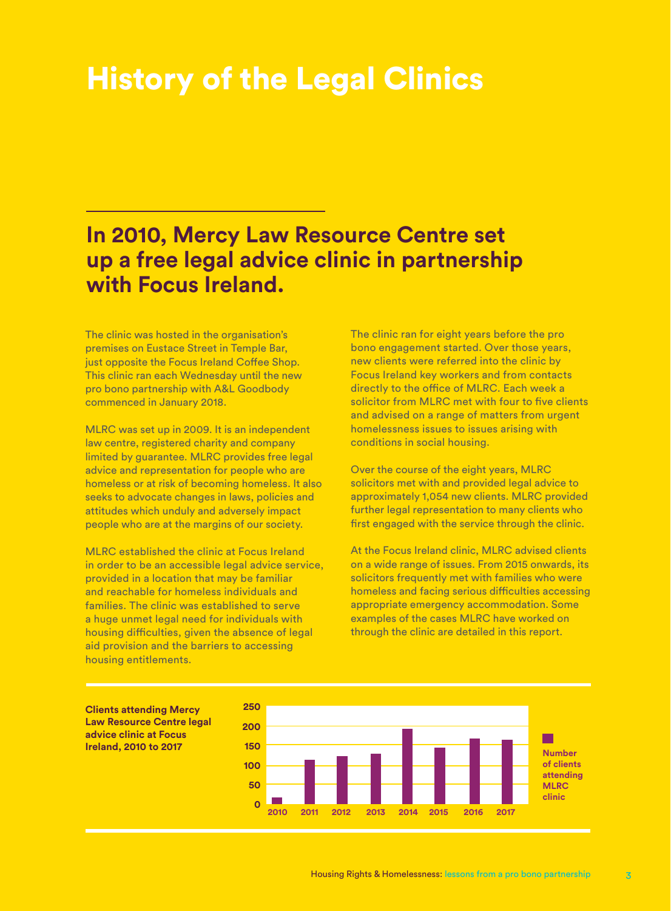# History of the Legal Clinics

## In 2010, Mercy Law Resource Centre set up a free legal advice clinic in partnership with Focus Ireland.

The clinic was hosted in the organisation's premises on Eustace Street in Temple Bar, just opposite the Focus Ireland Coffee Shop. This clinic ran each Wednesday until the new pro bono partnership with A&L Goodbody commenced in January 2018.

MLRC was set up in 2009. It is an independent law centre, registered charity and company limited by guarantee. MLRC provides free legal advice and representation for people who are homeless or at risk of becoming homeless. It also seeks to advocate changes in laws, policies and attitudes which unduly and adversely impact people who are at the margins of our society.

MLRC established the clinic at Focus Ireland in order to be an accessible legal advice service, provided in a location that may be familiar and reachable for homeless individuals and families. The clinic was established to serve a huge unmet legal need for individuals with housing difficulties, given the absence of legal aid provision and the barriers to accessing housing entitlements.

The clinic ran for eight years before the pro bono engagement started. Over those years, new clients were referred into the clinic by Focus Ireland key workers and from contacts directly to the office of MLRC. Each week a solicitor from MLRC met with four to five clients and advised on a range of matters from urgent homelessness issues to issues arising with conditions in social housing.

Over the course of the eight years, MLRC solicitors met with and provided legal advice to approximately 1,054 new clients. MLRC provided further legal representation to many clients who first engaged with the service through the clinic.

At the Focus Ireland clinic, MLRC advised clients on a wide range of issues. From 2015 onwards, its solicitors frequently met with families who were homeless and facing serious difficulties accessing appropriate emergency accommodation. Some examples of the cases MLRC have worked on through the clinic are detailed in this report.

**Clients attending Mercy Law Resource Centre legal advice clinic at Focus Ireland, 2010 to 2017**

| Year | Number of clients attending MLRC clinic (approx.) |
|---|---|
| 2010 | 17 |
| 2011 | 114 |
| 2012 | 123 |
| 2013 | 129 |
| 2014 | 193 |
| 2015 | 145 |
| 2016 | 168 |
| 2017 | 165 |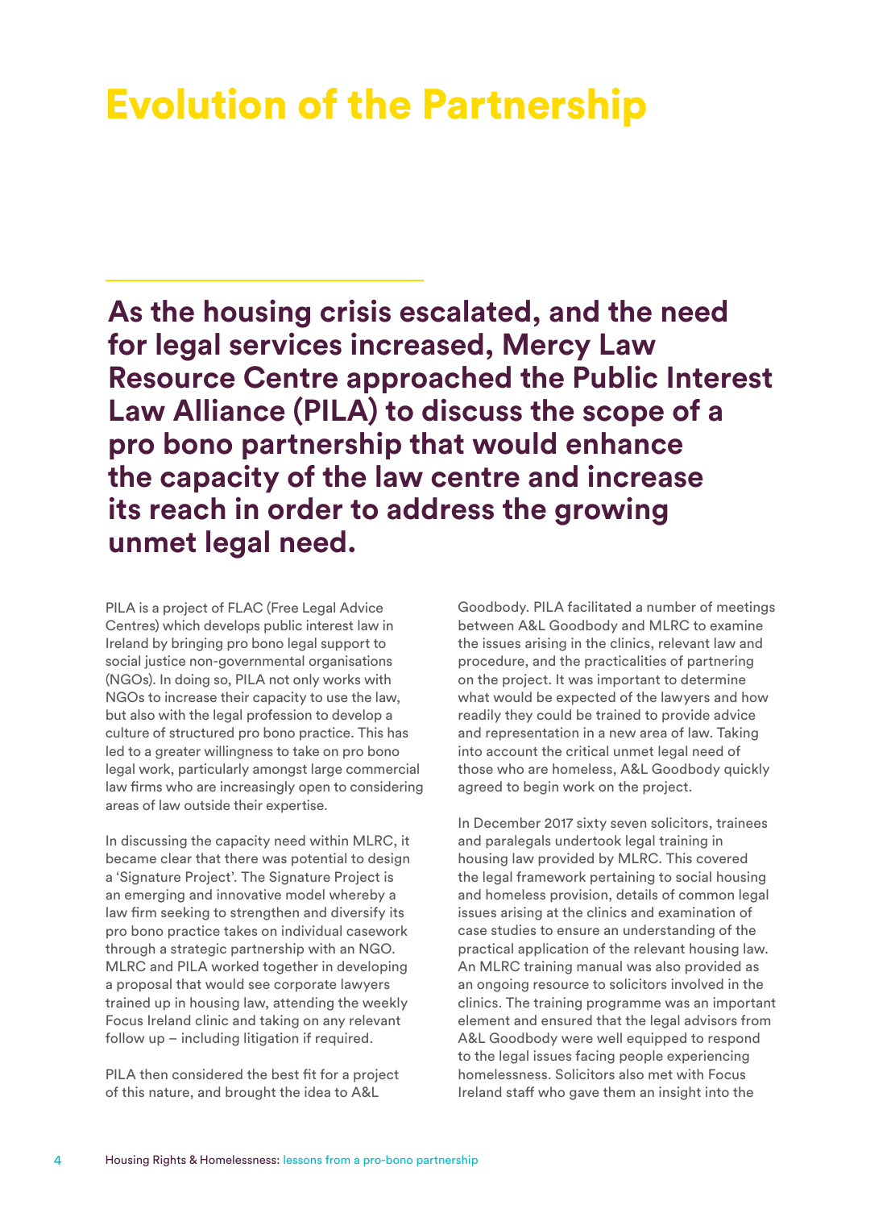# Evolution of the Partnership

**As the housing crisis escalated, and the need for legal services increased, Mercy Law Resource Centre approached the Public Interest Law Alliance (PILA) to discuss the scope of a pro bono partnership that would enhance the capacity of the law centre and increase its reach in order to address the growing unmet legal need.**

PILA is a project of FLAC (Free Legal Advice Centres) which develops public interest law in Ireland by bringing pro bono legal support to social justice non-governmental organisations (NGOs). In doing so, PILA not only works with NGOs to increase their capacity to use the law, but also with the legal profession to develop a culture of structured pro bono practice. This has led to a greater willingness to take on pro bono legal work, particularly amongst large commercial law firms who are increasingly open to considering areas of law outside their expertise.

In discussing the capacity need within MLRC, it became clear that there was potential to design a 'Signature Project'. The Signature Project is an emerging and innovative model whereby a law firm seeking to strengthen and diversify its pro bono practice takes on individual casework through a strategic partnership with an NGO. MLRC and PILA worked together in developing a proposal that would see corporate lawyers trained up in housing law, attending the weekly Focus Ireland clinic and taking on any relevant follow up – including litigation if required.

PILA then considered the best fit for a project of this nature, and brought the idea to A&L Goodbody. PILA facilitated a number of meetings between A&L Goodbody and MLRC to examine the issues arising in the clinics, relevant law and procedure, and the practicalities of partnering on the project. It was important to determine what would be expected of the lawyers and how readily they could be trained to provide advice and representation in a new area of law. Taking into account the critical unmet legal need of those who are homeless, A&L Goodbody quickly agreed to begin work on the project.

In December 2017 sixty seven solicitors, trainees and paralegals undertook legal training in housing law provided by MLRC. This covered the legal framework pertaining to social housing and homeless provision, details of common legal issues arising at the clinics and examination of case studies to ensure an understanding of the practical application of the relevant housing law. An MLRC training manual was also provided as an ongoing resource to solicitors involved in the clinics. The training programme was an important element and ensured that the legal advisors from A&L Goodbody were well equipped to respond to the legal issues facing people experiencing homelessness. Solicitors also met with Focus Ireland staff who gave them an insight into the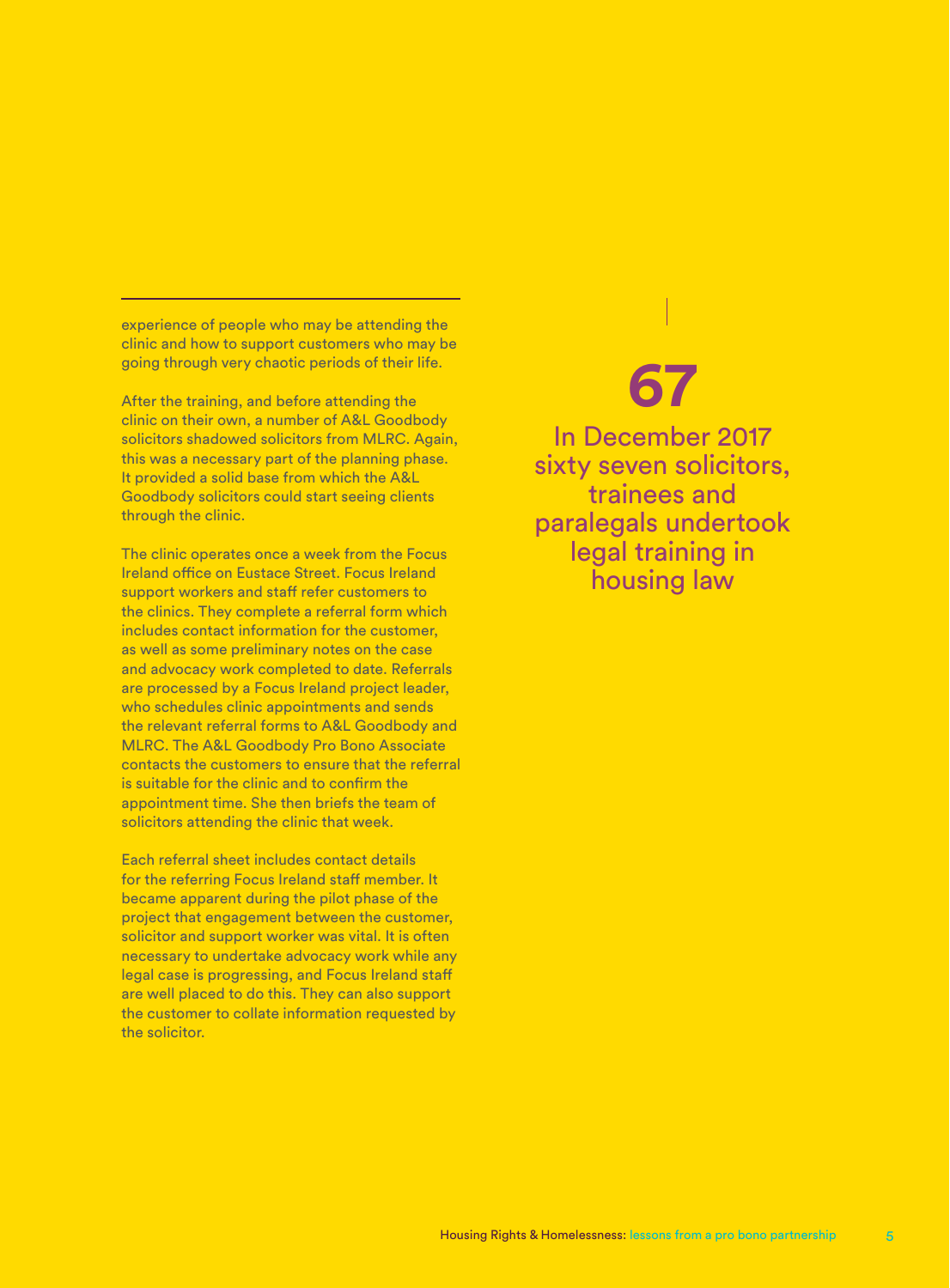experience of people who may be attending the clinic and how to support customers who may be going through very chaotic periods of their life.

After the training, and before attending the clinic on their own, a number of A&L Goodbody solicitors shadowed solicitors from MLRC. Again, this was a necessary part of the planning phase. It provided a solid base from which the A&L Goodbody solicitors could start seeing clients through the clinic.

The clinic operates once a week from the Focus Ireland office on Eustace Street. Focus Ireland support workers and staff refer customers to the clinics. They complete a referral form which includes contact information for the customer, as well as some preliminary notes on the case and advocacy work completed to date. Referrals are processed by a Focus Ireland project leader, who schedules clinic appointments and sends the relevant referral forms to A&L Goodbody and MLRC. The A&L Goodbody Pro Bono Associate contacts the customers to ensure that the referral is suitable for the clinic and to confirm the appointment time. She then briefs the team of solicitors attending the clinic that week.

Each referral sheet includes contact details for the referring Focus Ireland staff member. It became apparent during the pilot phase of the project that engagement between the customer, solicitor and support worker was vital. It is often necessary to undertake advocacy work while any legal case is progressing, and Focus Ireland staff are well placed to do this. They can also support the customer to collate information requested by the solicitor.

**67**

In December 2017 sixty seven solicitors, trainees and paralegals undertook legal training in housing law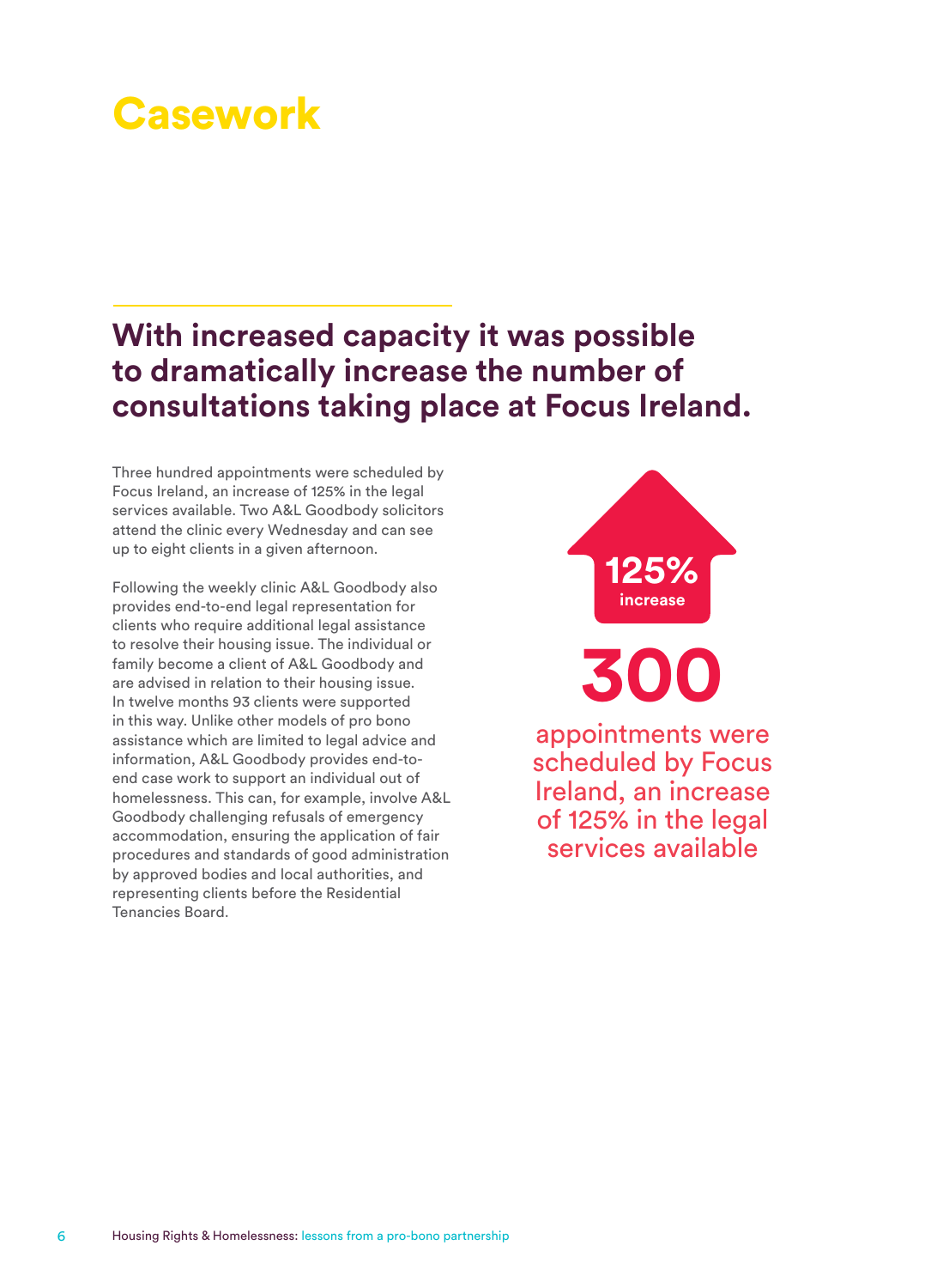# Casework

## With increased capacity it was possible to dramatically increase the number of consultations taking place at Focus Ireland.

Three hundred appointments were scheduled by Focus Ireland, an increase of 125% in the legal services available. Two A&L Goodbody solicitors attend the clinic every Wednesday and can see up to eight clients in a given afternoon.

Following the weekly clinic A&L Goodbody also provides end-to-end legal representation for clients who require additional legal assistance to resolve their housing issue. The individual or family become a client of A&L Goodbody and are advised in relation to their housing issue. In twelve months 93 clients were supported in this way. Unlike other models of pro bono assistance which are limited to legal advice and information, A&L Goodbody provides end-to-end case work to support an individual out of homelessness. This can, for example, involve A&L Goodbody challenging refusals of emergency accommodation, ensuring the application of fair procedures and standards of good administration by approved bodies and local authorities, and representing clients before the Residential Tenancies Board.

**125%** increase

**300**

appointments were scheduled by Focus Ireland, an increase of 125% in the legal services available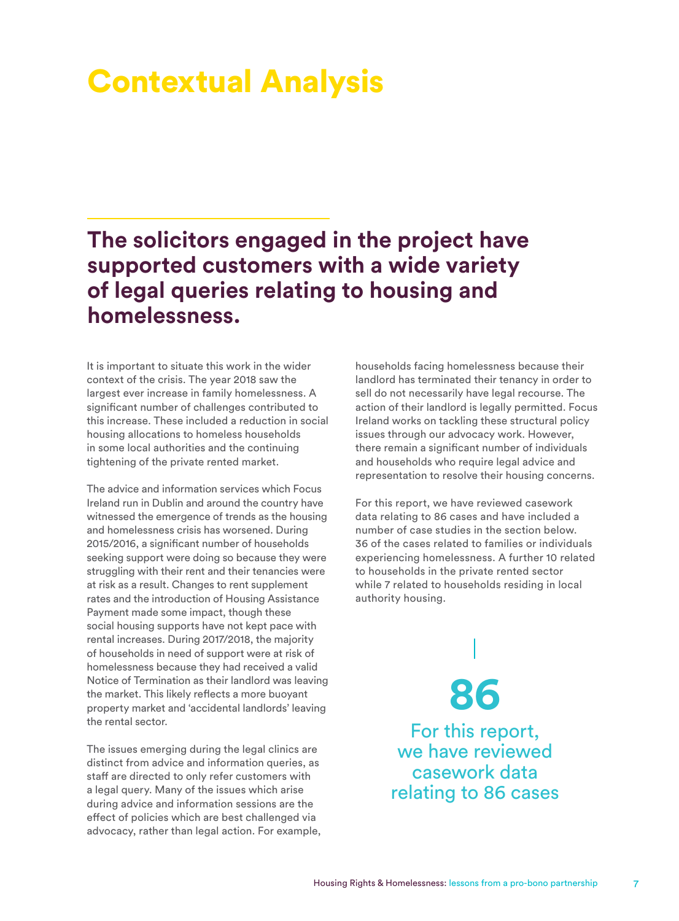# Contextual Analysis

## The solicitors engaged in the project have supported customers with a wide variety of legal queries relating to housing and homelessness.

It is important to situate this work in the wider context of the crisis. The year 2018 saw the largest ever increase in family homelessness. A significant number of challenges contributed to this increase. These included a reduction in social housing allocations to homeless households in some local authorities and the continuing tightening of the private rented market.

The advice and information services which Focus Ireland run in Dublin and around the country have witnessed the emergence of trends as the housing and homelessness crisis has worsened. During 2015/2016, a significant number of households seeking support were doing so because they were struggling with their rent and their tenancies were at risk as a result. Changes to rent supplement rates and the introduction of Housing Assistance Payment made some impact, though these social housing supports have not kept pace with rental increases. During 2017/2018, the majority of households in need of support were at risk of homelessness because they had received a valid Notice of Termination as their landlord was leaving the market. This likely reflects a more buoyant property market and 'accidental landlords' leaving the rental sector.

The issues emerging during the legal clinics are distinct from advice and information queries, as staff are directed to only refer customers with a legal query. Many of the issues which arise during advice and information sessions are the effect of policies which are best challenged via advocacy, rather than legal action. For example, households facing homelessness because their landlord has terminated their tenancy in order to sell do not necessarily have legal recourse. The action of their landlord is legally permitted. Focus Ireland works on tackling these structural policy issues through our advocacy work. However, there remain a significant number of individuals and households who require legal advice and representation to resolve their housing concerns.

For this report, we have reviewed casework data relating to 86 cases and have included a number of case studies in the section below. 36 of the cases related to families or individuals experiencing homelessness. A further 10 related to households in the private rented sector while 7 related to households residing in local authority housing.

**86**

For this report, we have reviewed casework data relating to 86 cases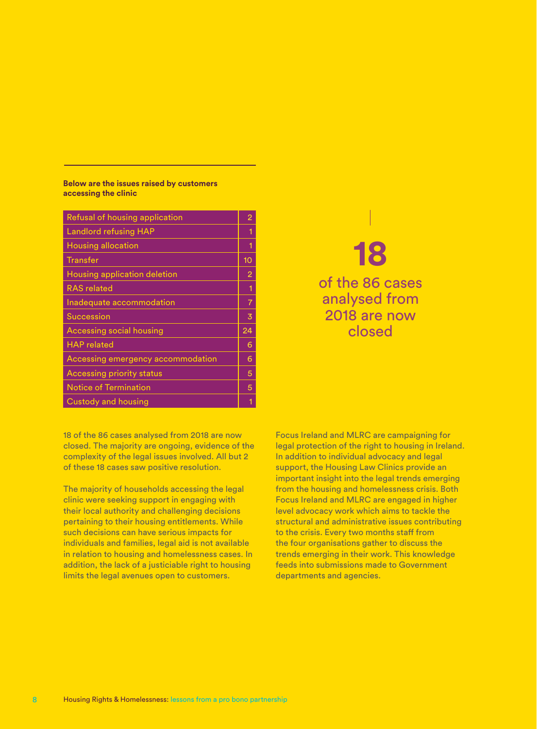**Below are the issues raised by customers accessing the clinic**

| Issue | Number |
| --- | --- |
| Refusal of housing application | 2 |
| Landlord refusing HAP | 1 |
| Housing allocation | 1 |
| Transfer | 10 |
| Housing application deletion | 2 |
| RAS related | 1 |
| Inadequate accommodation | 7 |
| Succession | 3 |
| Accessing social housing | 24 |
| HAP related | 6 |
| Accessing emergency accommodation | 6 |
| Accessing priority status | 5 |
| Notice of Termination | 5 |
| Custody and housing | 1 |

**18**

of the 86 cases analysed from 2018 are now closed

18 of the 86 cases analysed from 2018 are now closed. The majority are ongoing, evidence of the complexity of the legal issues involved. All but 2 of these 18 cases saw positive resolution.

The majority of households accessing the legal clinic were seeking support in engaging with their local authority and challenging decisions pertaining to their housing entitlements. While such decisions can have serious impacts for individuals and families, legal aid is not available in relation to housing and homelessness cases. In addition, the lack of a justiciable right to housing limits the legal avenues open to customers.

Focus Ireland and MLRC are campaigning for legal protection of the right to housing in Ireland. In addition to individual advocacy and legal support, the Housing Law Clinics provide an important insight into the legal trends emerging from the housing and homelessness crisis. Both Focus Ireland and MLRC are engaged in higher level advocacy work which aims to tackle the structural and administrative issues contributing to the crisis. Every two months staff from the four organisations gather to discuss the trends emerging in their work. This knowledge feeds into submissions made to Government departments and agencies.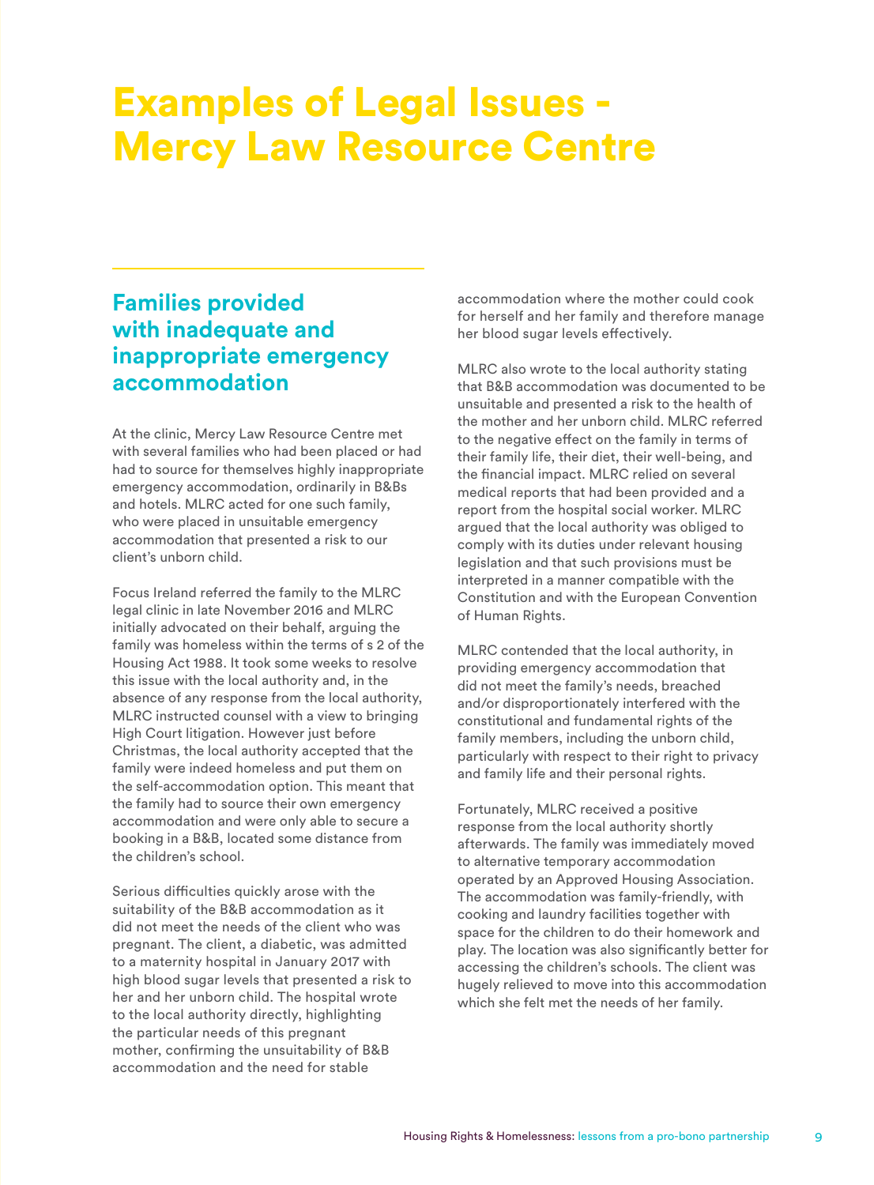# Examples of Legal Issues - Mercy Law Resource Centre

## Families provided with inadequate and inappropriate emergency accommodation

At the clinic, Mercy Law Resource Centre met with several families who had been placed or had had to source for themselves highly inappropriate emergency accommodation, ordinarily in B&Bs and hotels. MLRC acted for one such family, who were placed in unsuitable emergency accommodation that presented a risk to our client's unborn child.

Focus Ireland referred the family to the MLRC legal clinic in late November 2016 and MLRC initially advocated on their behalf, arguing the family was homeless within the terms of s 2 of the Housing Act 1988. It took some weeks to resolve this issue with the local authority and, in the absence of any response from the local authority, MLRC instructed counsel with a view to bringing High Court litigation. However just before Christmas, the local authority accepted that the family were indeed homeless and put them on the self-accommodation option. This meant that the family had to source their own emergency accommodation and were only able to secure a booking in a B&B, located some distance from the children's school.

Serious difficulties quickly arose with the suitability of the B&B accommodation as it did not meet the needs of the client who was pregnant. The client, a diabetic, was admitted to a maternity hospital in January 2017 with high blood sugar levels that presented a risk to her and her unborn child. The hospital wrote to the local authority directly, highlighting the particular needs of this pregnant mother, confirming the unsuitability of B&B accommodation and the need for stable accommodation where the mother could cook for herself and her family and therefore manage her blood sugar levels effectively.

MLRC also wrote to the local authority stating that B&B accommodation was documented to be unsuitable and presented a risk to the health of the mother and her unborn child. MLRC referred to the negative effect on the family in terms of their family life, their diet, their well-being, and the financial impact. MLRC relied on several medical reports that had been provided and a report from the hospital social worker. MLRC argued that the local authority was obliged to comply with its duties under relevant housing legislation and that such provisions must be interpreted in a manner compatible with the Constitution and with the European Convention of Human Rights.

MLRC contended that the local authority, in providing emergency accommodation that did not meet the family's needs, breached and/or disproportionately interfered with the constitutional and fundamental rights of the family members, including the unborn child, particularly with respect to their right to privacy and family life and their personal rights.

Fortunately, MLRC received a positive response from the local authority shortly afterwards. The family was immediately moved to alternative temporary accommodation operated by an Approved Housing Association. The accommodation was family-friendly, with cooking and laundry facilities together with space for the children to do their homework and play. The location was also significantly better for accessing the children's schools. The client was hugely relieved to move into this accommodation which she felt met the needs of her family.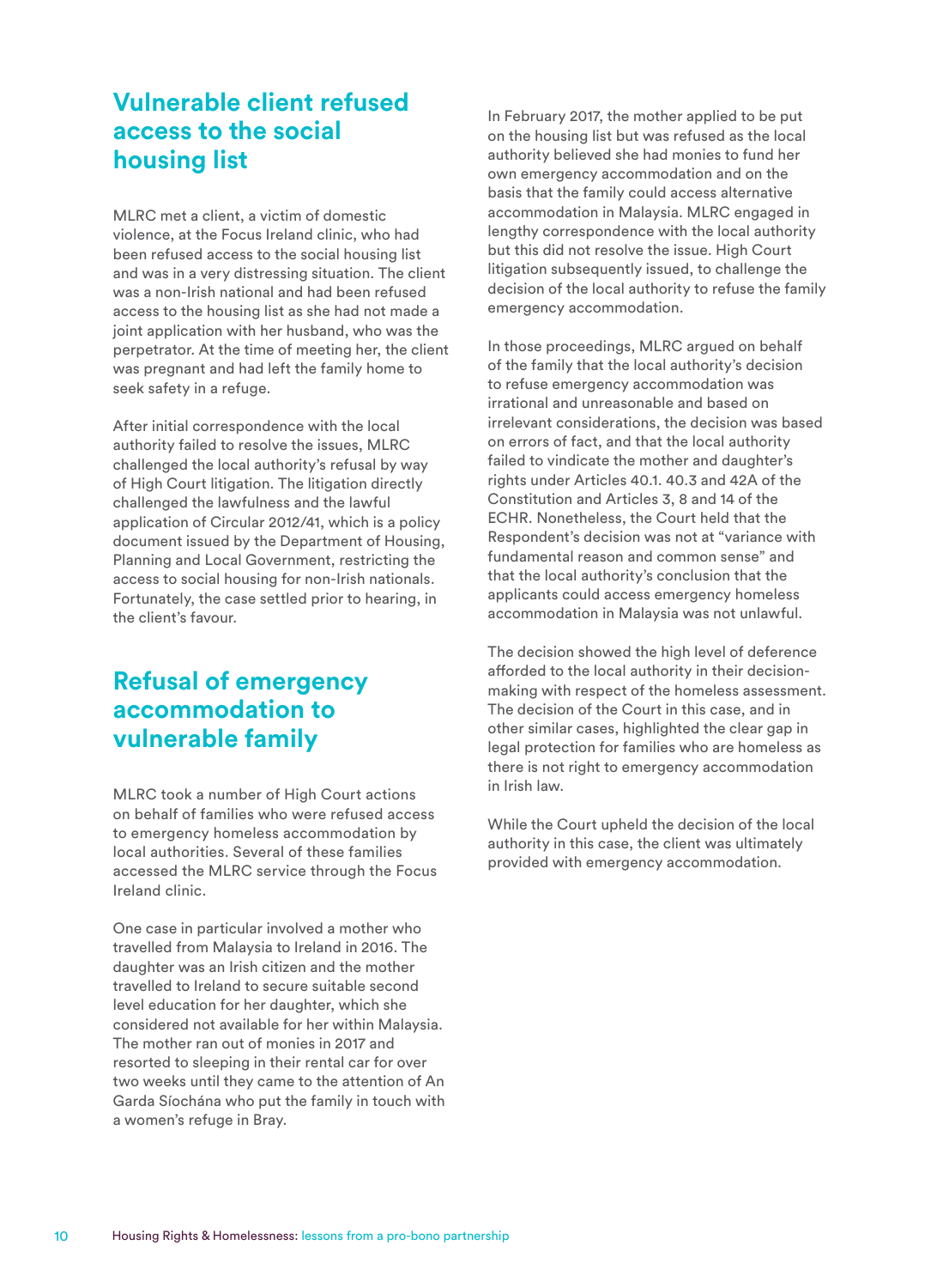## Vulnerable client refused access to the social housing list

MLRC met a client, a victim of domestic violence, at the Focus Ireland clinic, who had been refused access to the social housing list and was in a very distressing situation. The client was a non-Irish national and had been refused access to the housing list as she had not made a joint application with her husband, who was the perpetrator. At the time of meeting her, the client was pregnant and had left the family home to seek safety in a refuge.

After initial correspondence with the local authority failed to resolve the issues, MLRC challenged the local authority's refusal by way of High Court litigation. The litigation directly challenged the lawfulness and the lawful application of Circular 2012/41, which is a policy document issued by the Department of Housing, Planning and Local Government, restricting the access to social housing for non-Irish nationals. Fortunately, the case settled prior to hearing, in the client's favour.

## Refusal of emergency accommodation to vulnerable family

MLRC took a number of High Court actions on behalf of families who were refused access to emergency homeless accommodation by local authorities. Several of these families accessed the MLRC service through the Focus Ireland clinic.

One case in particular involved a mother who travelled from Malaysia to Ireland in 2016. The daughter was an Irish citizen and the mother travelled to Ireland to secure suitable second level education for her daughter, which she considered not available for her within Malaysia. The mother ran out of monies in 2017 and resorted to sleeping in their rental car for over two weeks until they came to the attention of An Garda Síochána who put the family in touch with a women's refuge in Bray.

In February 2017, the mother applied to be put on the housing list but was refused as the local authority believed she had monies to fund her own emergency accommodation and on the basis that the family could access alternative accommodation in Malaysia. MLRC engaged in lengthy correspondence with the local authority but this did not resolve the issue. High Court litigation subsequently issued, to challenge the decision of the local authority to refuse the family emergency accommodation.

In those proceedings, MLRC argued on behalf of the family that the local authority's decision to refuse emergency accommodation was irrational and unreasonable and based on irrelevant considerations, the decision was based on errors of fact, and that the local authority failed to vindicate the mother and daughter's rights under Articles 40.1. 40.3 and 42A of the Constitution and Articles 3, 8 and 14 of the ECHR. Nonetheless, the Court held that the Respondent's decision was not at "variance with fundamental reason and common sense" and that the local authority's conclusion that the applicants could access emergency homeless accommodation in Malaysia was not unlawful.

The decision showed the high level of deference afforded to the local authority in their decision-making with respect of the homeless assessment. The decision of the Court in this case, and in other similar cases, highlighted the clear gap in legal protection for families who are homeless as there is not right to emergency accommodation in Irish law.

While the Court upheld the decision of the local authority in this case, the client was ultimately provided with emergency accommodation.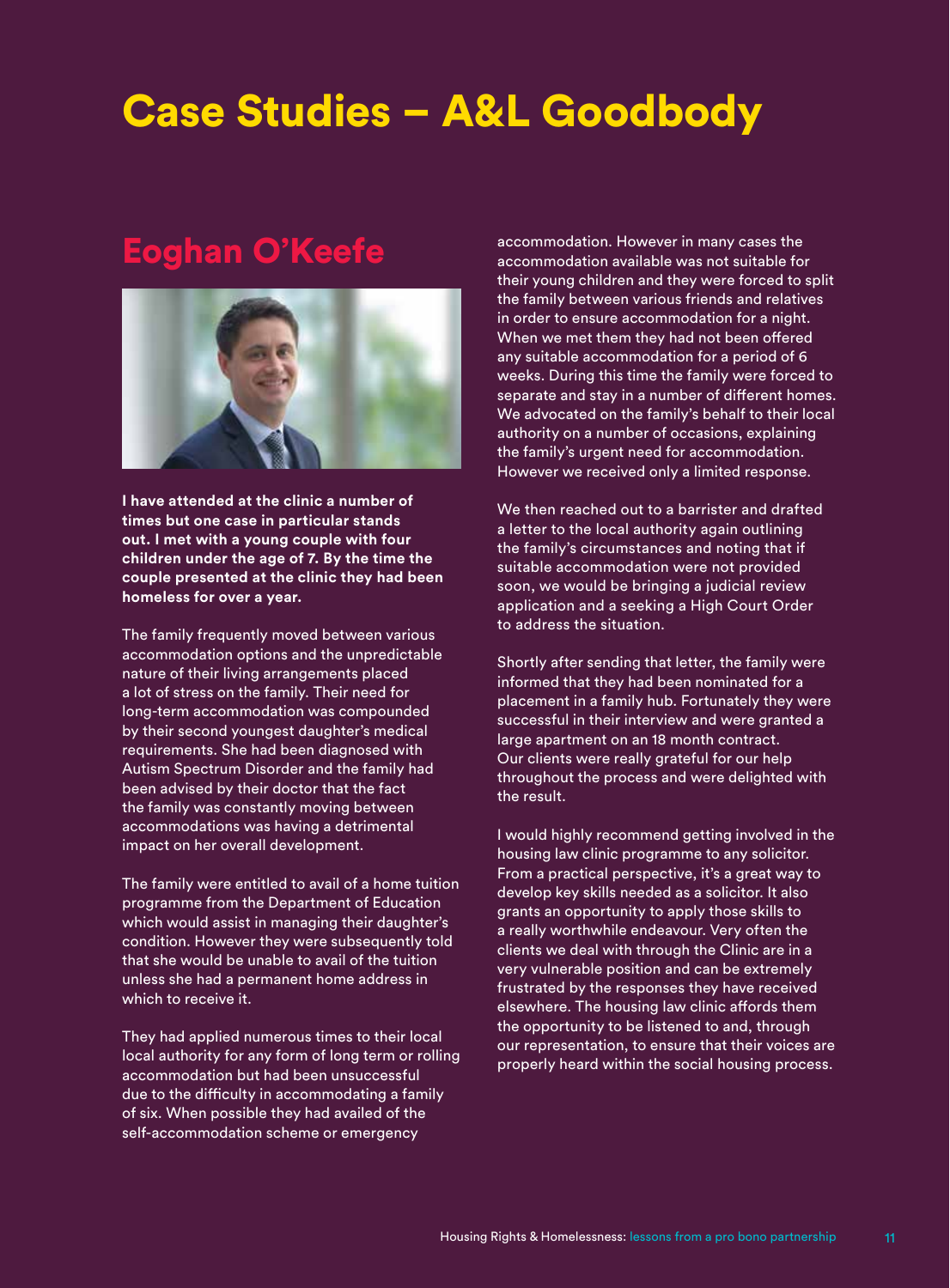# Case Studies – A&L Goodbody

## Eoghan O'Keefe

**I have attended at the clinic a number of times but one case in particular stands out. I met with a young couple with four children under the age of 7. By the time the couple presented at the clinic they had been homeless for over a year.**

The family frequently moved between various accommodation options and the unpredictable nature of their living arrangements placed a lot of stress on the family. Their need for long-term accommodation was compounded by their second youngest daughter's medical requirements. She had been diagnosed with Autism Spectrum Disorder and the family had been advised by their doctor that the fact the family was constantly moving between accommodations was having a detrimental impact on her overall development.

The family were entitled to avail of a home tuition programme from the Department of Education which would assist in managing their daughter's condition. However they were subsequently told that she would be unable to avail of the tuition unless she had a permanent home address in which to receive it.

They had applied numerous times to their local local authority for any form of long term or rolling accommodation but had been unsuccessful due to the difficulty in accommodating a family of six. When possible they had availed of the self-accommodation scheme or emergency accommodation. However in many cases the accommodation available was not suitable for their young children and they were forced to split the family between various friends and relatives in order to ensure accommodation for a night. When we met them they had not been offered any suitable accommodation for a period of 6 weeks. During this time the family were forced to separate and stay in a number of different homes. We advocated on the family's behalf to their local authority on a number of occasions, explaining the family's urgent need for accommodation. However we received only a limited response.

We then reached out to a barrister and drafted a letter to the local authority again outlining the family's circumstances and noting that if suitable accommodation were not provided soon, we would be bringing a judicial review application and a seeking a High Court Order to address the situation.

Shortly after sending that letter, the family were informed that they had been nominated for a placement in a family hub. Fortunately they were successful in their interview and were granted a large apartment on an 18 month contract. Our clients were really grateful for our help throughout the process and were delighted with the result.

I would highly recommend getting involved in the housing law clinic programme to any solicitor. From a practical perspective, it's a great way to develop key skills needed as a solicitor. It also grants an opportunity to apply those skills to a really worthwhile endeavour. Very often the clients we deal with through the Clinic are in a very vulnerable position and can be extremely frustrated by the responses they have received elsewhere. The housing law clinic affords them the opportunity to be listened to and, through our representation, to ensure that their voices are properly heard within the social housing process.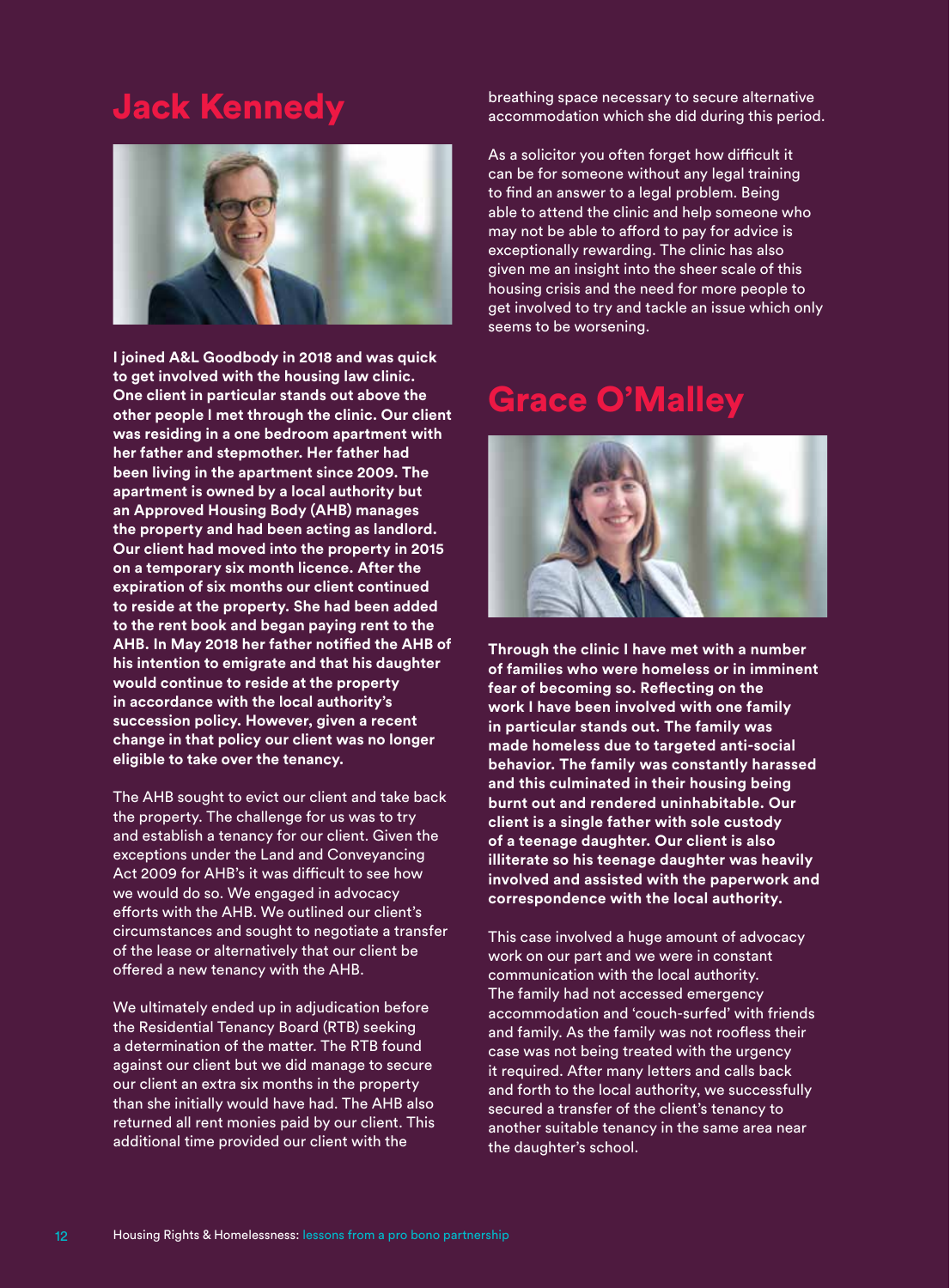## Jack Kennedy

**I joined A&L Goodbody in 2018 and was quick to get involved with the housing law clinic. One client in particular stands out above the other people I met through the clinic. Our client was residing in a one bedroom apartment with her father and stepmother. Her father had been living in the apartment since 2009. The apartment is owned by a local authority but an Approved Housing Body (AHB) manages the property and had been acting as landlord. Our client had moved into the property in 2015 on a temporary six month licence. After the expiration of six months our client continued to reside at the property. She had been added to the rent book and began paying rent to the AHB. In May 2018 her father notified the AHB of his intention to emigrate and that his daughter would continue to reside at the property in accordance with the local authority's succession policy. However, given a recent change in that policy our client was no longer eligible to take over the tenancy.**

The AHB sought to evict our client and take back the property. The challenge for us was to try and establish a tenancy for our client. Given the exceptions under the Land and Conveyancing Act 2009 for AHB's it was difficult to see how we would do so. We engaged in advocacy efforts with the AHB. We outlined our client's circumstances and sought to negotiate a transfer of the lease or alternatively that our client be offered a new tenancy with the AHB.

We ultimately ended up in adjudication before the Residential Tenancy Board (RTB) seeking a determination of the matter. The RTB found against our client but we did manage to secure our client an extra six months in the property than she initially would have had. The AHB also returned all rent monies paid by our client. This additional time provided our client with the breathing space necessary to secure alternative accommodation which she did during this period.

As a solicitor you often forget how difficult it can be for someone without any legal training to find an answer to a legal problem. Being able to attend the clinic and help someone who may not be able to afford to pay for advice is exceptionally rewarding. The clinic has also given me an insight into the sheer scale of this housing crisis and the need for more people to get involved to try and tackle an issue which only seems to be worsening.

## Grace O'Malley

**Through the clinic I have met with a number of families who were homeless or in imminent fear of becoming so. Reflecting on the work I have been involved with one family in particular stands out. The family was made homeless due to targeted anti-social behavior. The family was constantly harassed and this culminated in their housing being burnt out and rendered uninhabitable. Our client is a single father with sole custody of a teenage daughter. Our client is also illiterate so his teenage daughter was heavily involved and assisted with the paperwork and correspondence with the local authority.**

This case involved a huge amount of advocacy work on our part and we were in constant communication with the local authority. The family had not accessed emergency accommodation and 'couch-surfed' with friends and family. As the family was not roofless their case was not being treated with the urgency it required. After many letters and calls back and forth to the local authority, we successfully secured a transfer of the client's tenancy to another suitable tenancy in the same area near the daughter's school.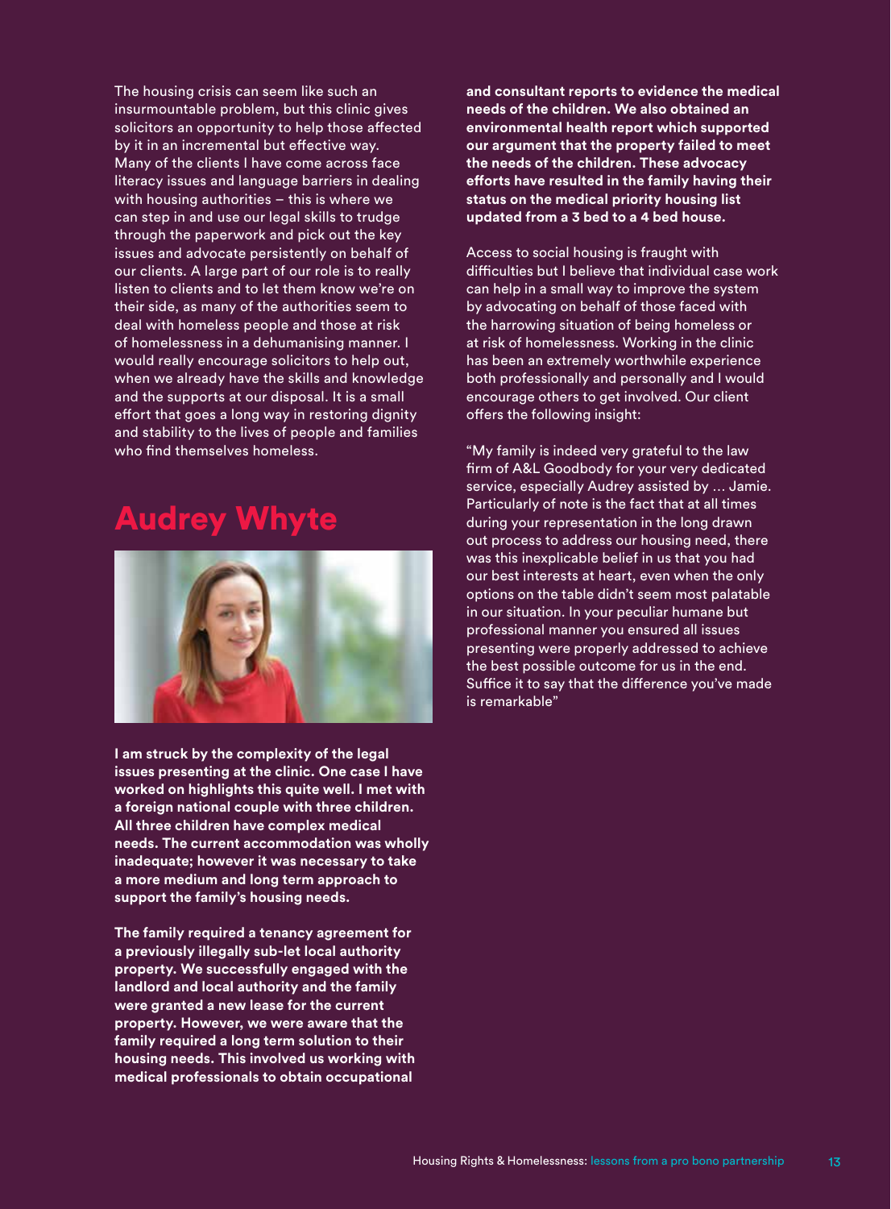The housing crisis can seem like such an insurmountable problem, but this clinic gives solicitors an opportunity to help those affected by it in an incremental but effective way. Many of the clients I have come across face literacy issues and language barriers in dealing with housing authorities – this is where we can step in and use our legal skills to trudge through the paperwork and pick out the key issues and advocate persistently on behalf of our clients. A large part of our role is to really listen to clients and to let them know we're on their side, as many of the authorities seem to deal with homeless people and those at risk of homelessness in a dehumanising manner. I would really encourage solicitors to help out, when we already have the skills and knowledge and the supports at our disposal. It is a small effort that goes a long way in restoring dignity and stability to the lives of people and families who find themselves homeless.

## Audrey Whyte

**I am struck by the complexity of the legal issues presenting at the clinic. One case I have worked on highlights this quite well. I met with a foreign national couple with three children. All three children have complex medical needs. The current accommodation was wholly inadequate; however it was necessary to take a more medium and long term approach to support the family's housing needs.**

**The family required a tenancy agreement for a previously illegally sub-let local authority property. We successfully engaged with the landlord and local authority and the family were granted a new lease for the current property. However, we were aware that the family required a long term solution to their housing needs. This involved us working with medical professionals to obtain occupational and consultant reports to evidence the medical needs of the children. We also obtained an environmental health report which supported our argument that the property failed to meet the needs of the children. These advocacy efforts have resulted in the family having their status on the medical priority housing list updated from a 3 bed to a 4 bed house.**

Access to social housing is fraught with difficulties but I believe that individual case work can help in a small way to improve the system by advocating on behalf of those faced with the harrowing situation of being homeless or at risk of homelessness. Working in the clinic has been an extremely worthwhile experience both professionally and personally and I would encourage others to get involved. Our client offers the following insight:

"My family is indeed very grateful to the law firm of A&L Goodbody for your very dedicated service, especially Audrey assisted by … Jamie. Particularly of note is the fact that at all times during your representation in the long drawn out process to address our housing need, there was this inexplicable belief in us that you had our best interests at heart, even when the only options on the table didn't seem most palatable in our situation. In your peculiar humane but professional manner you ensured all issues presenting were properly addressed to achieve the best possible outcome for us in the end. Suffice it to say that the difference you've made is remarkable"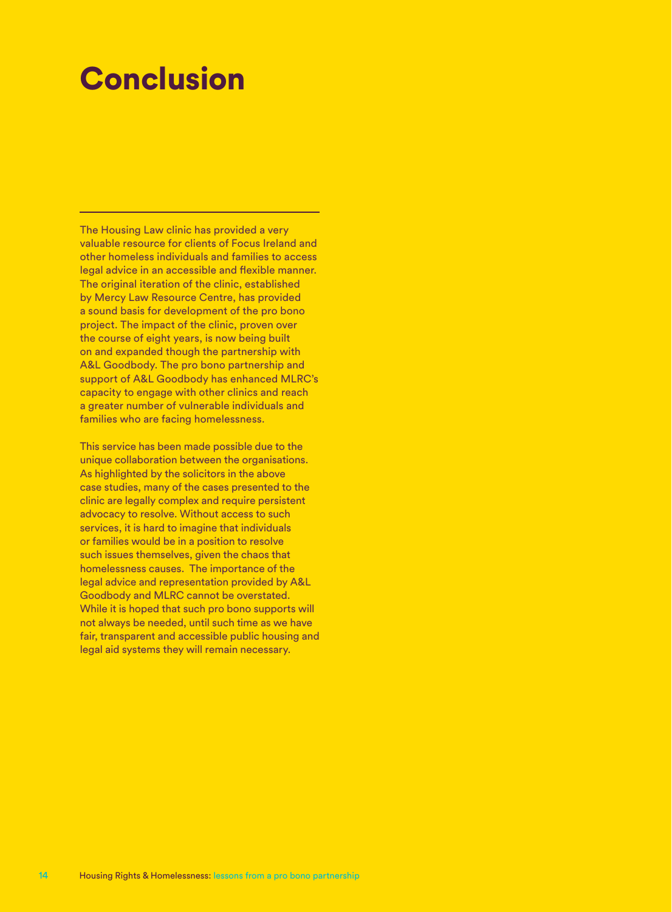# Conclusion

The Housing Law clinic has provided a very valuable resource for clients of Focus Ireland and other homeless individuals and families to access legal advice in an accessible and flexible manner. The original iteration of the clinic, established by Mercy Law Resource Centre, has provided a sound basis for development of the pro bono project. The impact of the clinic, proven over the course of eight years, is now being built on and expanded though the partnership with A&L Goodbody. The pro bono partnership and support of A&L Goodbody has enhanced MLRC's capacity to engage with other clinics and reach a greater number of vulnerable individuals and families who are facing homelessness.

This service has been made possible due to the unique collaboration between the organisations. As highlighted by the solicitors in the above case studies, many of the cases presented to the clinic are legally complex and require persistent advocacy to resolve. Without access to such services, it is hard to imagine that individuals or families would be in a position to resolve such issues themselves, given the chaos that homelessness causes. The importance of the legal advice and representation provided by A&L Goodbody and MLRC cannot be overstated. While it is hoped that such pro bono supports will not always be needed, until such time as we have fair, transparent and accessible public housing and legal aid systems they will remain necessary.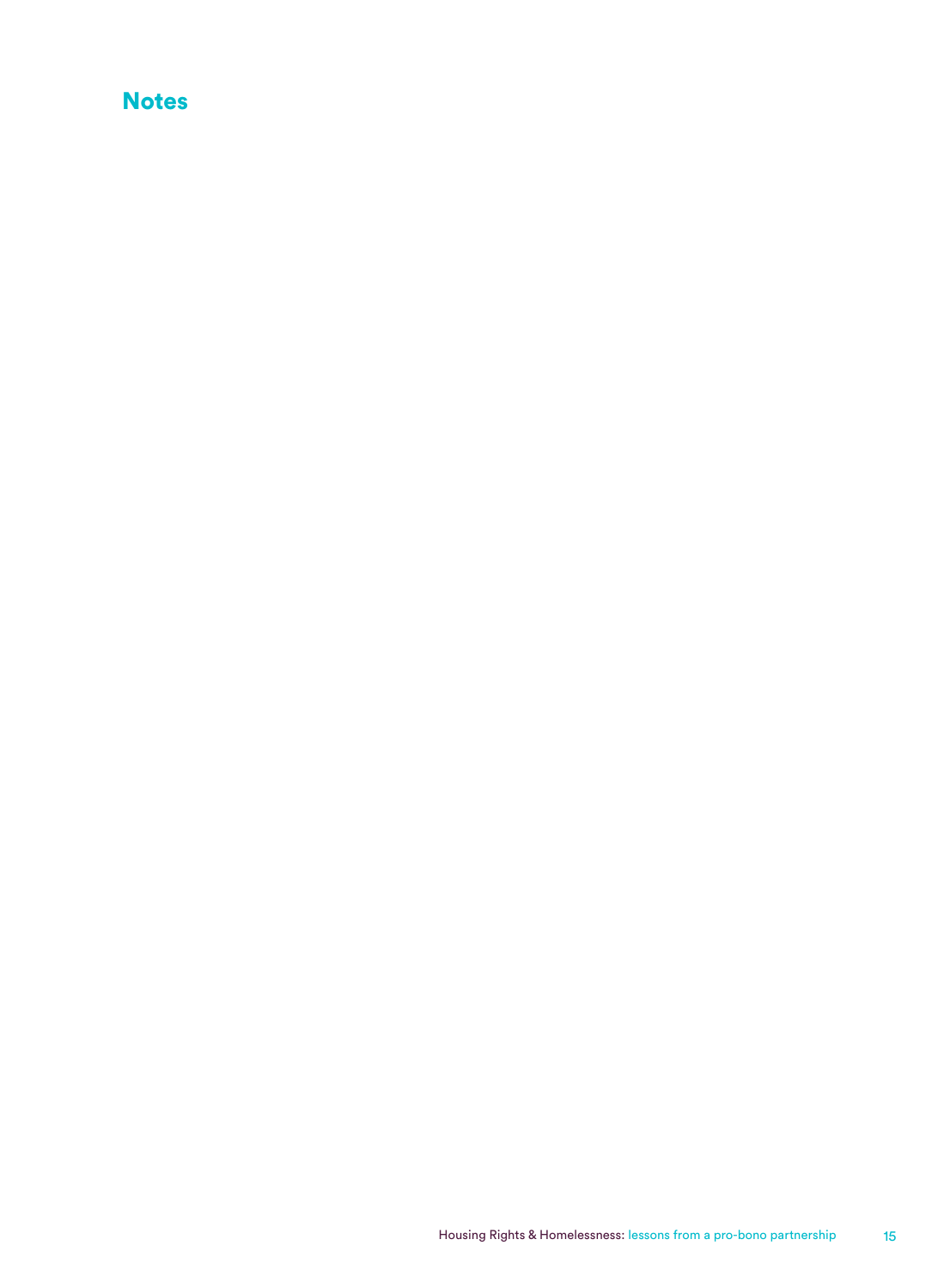## Notes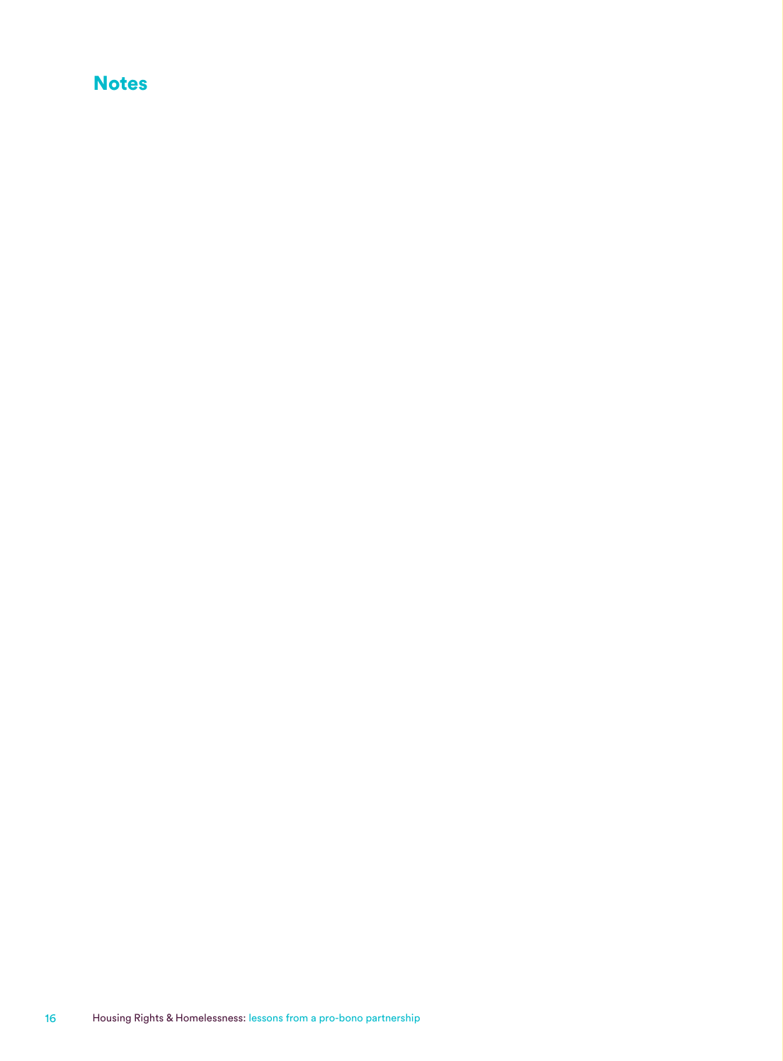# Notes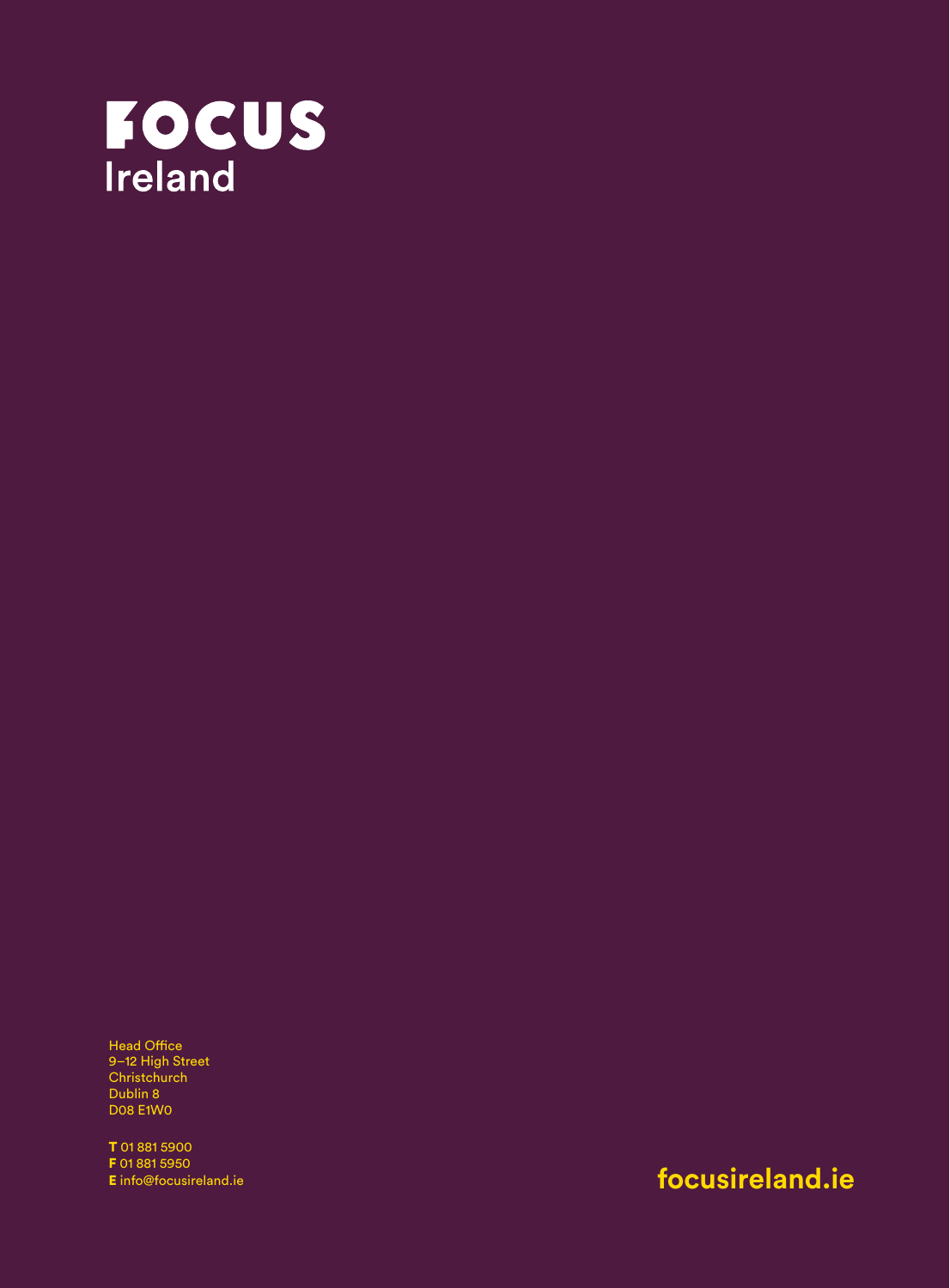**FOCUS Ireland**

Head Office
9–12 High Street
Christchurch
Dublin 8
D08 E1W0

**T** 01 881 5900
**F** 01 881 5950
**E** info@focusireland.ie

**focusireland.ie**